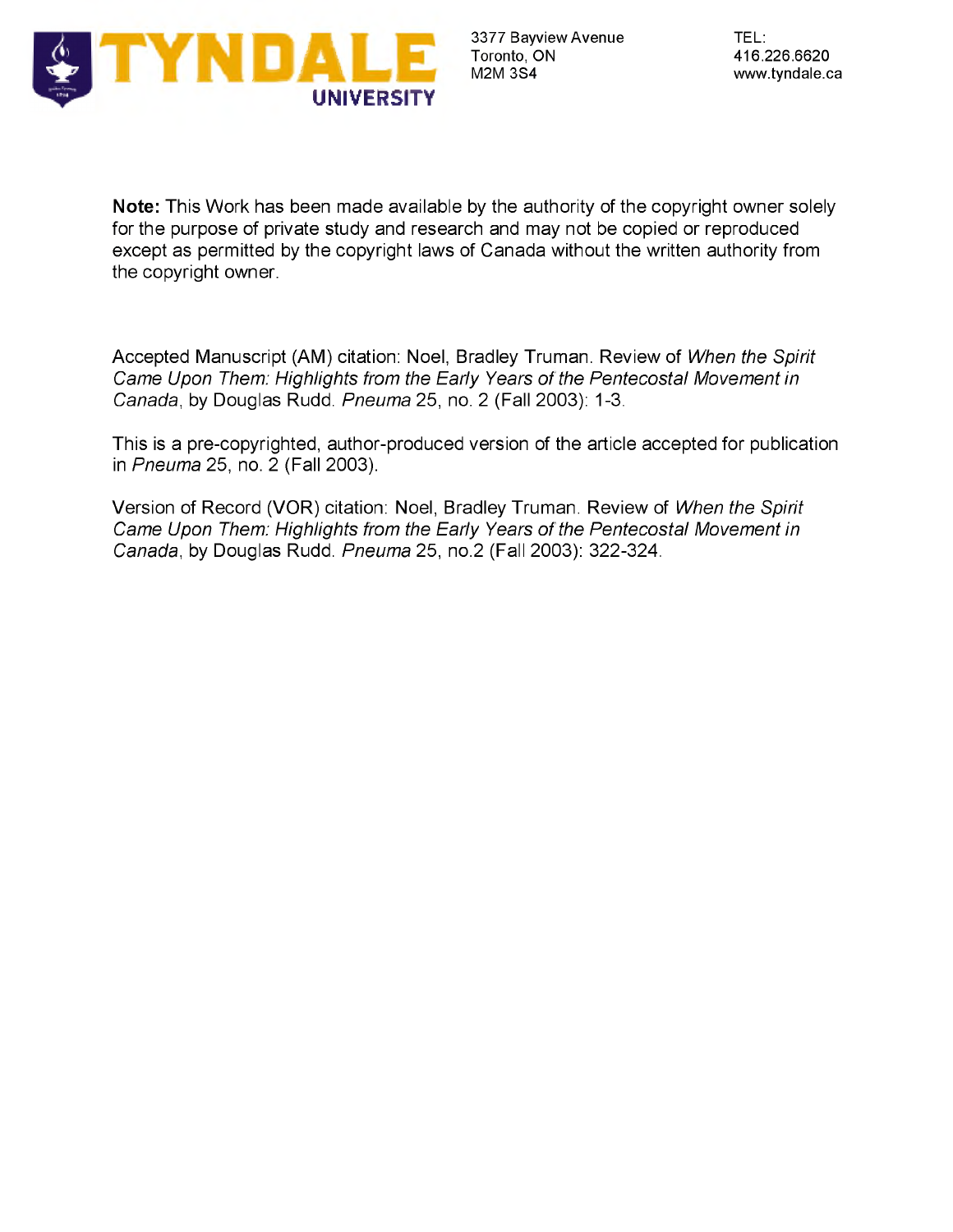TYNDALE UNIVERSITY

3377 Bayview Avenue
Toronto, ON
M2M 3S4

TEL:
416.226.6620
www.tyndale.ca

**Note:** This Work has been made available by the authority of the copyright owner solely for the purpose of private study and research and may not be copied or reproduced except as permitted by the copyright laws of Canada without the written authority from the copyright owner.

Accepted Manuscript (AM) citation: Noel, Bradley Truman. Review of *When the Spirit Came Upon Them: Highlights from the Early Years of the Pentecostal Movement in Canada*, by Douglas Rudd. *Pneuma* 25, no. 2 (Fall 2003): 1-3.

This is a pre-copyrighted, author-produced version of the article accepted for publication in *Pneuma* 25, no. 2 (Fall 2003).

Version of Record (VOR) citation: Noel, Bradley Truman. Review of *When the Spirit Came Upon Them: Highlights from the Early Years of the Pentecostal Movement in Canada*, by Douglas Rudd. *Pneuma* 25, no.2 (Fall 2003): 322-324.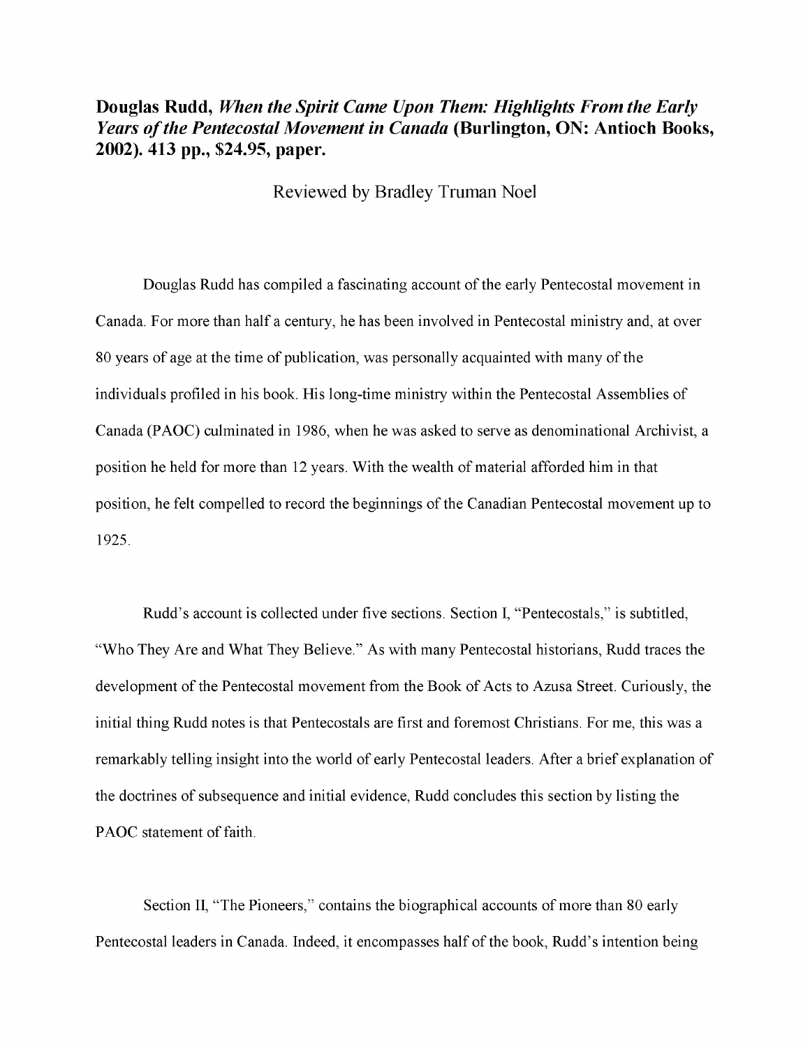**Douglas Rudd, *When the Spirit Came Upon Them: Highlights From the Early Years of the Pentecostal Movement in Canada* (Burlington, ON: Antioch Books, 2002). 413 pp., $24.95, paper.**

Reviewed by Bradley Truman Noel

Douglas Rudd has compiled a fascinating account of the early Pentecostal movement in Canada. For more than half a century, he has been involved in Pentecostal ministry and, at over 80 years of age at the time of publication, was personally acquainted with many of the individuals profiled in his book. His long-time ministry within the Pentecostal Assemblies of Canada (PAOC) culminated in 1986, when he was asked to serve as denominational Archivist, a position he held for more than 12 years. With the wealth of material afforded him in that position, he felt compelled to record the beginnings of the Canadian Pentecostal movement up to 1925.

Rudd's account is collected under five sections. Section I, "Pentecostals," is subtitled, "Who They Are and What They Believe." As with many Pentecostal historians, Rudd traces the development of the Pentecostal movement from the Book of Acts to Azusa Street. Curiously, the initial thing Rudd notes is that Pentecostals are first and foremost Christians. For me, this was a remarkably telling insight into the world of early Pentecostal leaders. After a brief explanation of the doctrines of subsequence and initial evidence, Rudd concludes this section by listing the PAOC statement of faith.

Section II, "The Pioneers," contains the biographical accounts of more than 80 early Pentecostal leaders in Canada. Indeed, it encompasses half of the book, Rudd's intention being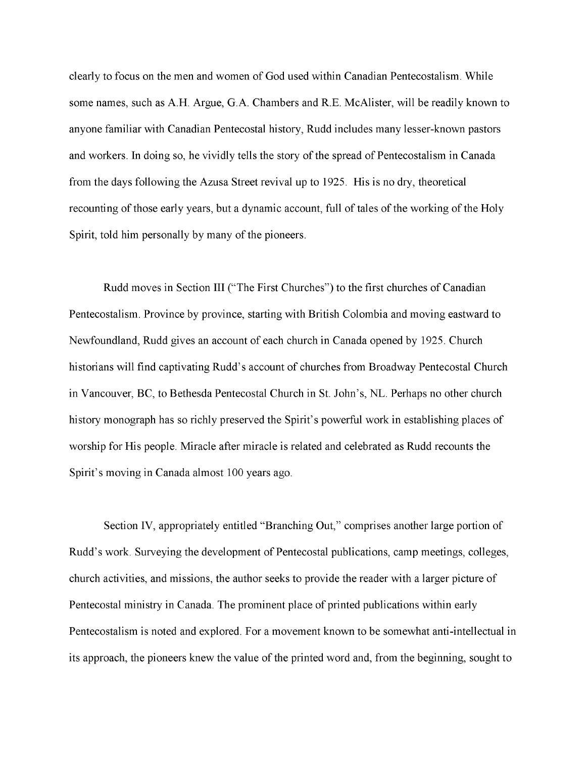clearly to focus on the men and women of God used within Canadian Pentecostalism. While some names, such as A.H. Argue, G.A. Chambers and R.E. McAlister, will be readily known to anyone familiar with Canadian Pentecostal history, Rudd includes many lesser-known pastors and workers. In doing so, he vividly tells the story of the spread of Pentecostalism in Canada from the days following the Azusa Street revival up to 1925. His is no dry, theoretical recounting of those early years, but a dynamic account, full of tales of the working of the Holy Spirit, told him personally by many of the pioneers.

Rudd moves in Section III ("The First Churches") to the first churches of Canadian Pentecostalism. Province by province, starting with British Colombia and moving eastward to Newfoundland, Rudd gives an account of each church in Canada opened by 1925. Church historians will find captivating Rudd's account of churches from Broadway Pentecostal Church in Vancouver, BC, to Bethesda Pentecostal Church in St. John's, NL. Perhaps no other church history monograph has so richly preserved the Spirit's powerful work in establishing places of worship for His people. Miracle after miracle is related and celebrated as Rudd recounts the Spirit's moving in Canada almost 100 years ago.

Section IV, appropriately entitled "Branching Out," comprises another large portion of Rudd's work. Surveying the development of Pentecostal publications, camp meetings, colleges, church activities, and missions, the author seeks to provide the reader with a larger picture of Pentecostal ministry in Canada. The prominent place of printed publications within early Pentecostalism is noted and explored. For a movement known to be somewhat anti-intellectual in its approach, the pioneers knew the value of the printed word and, from the beginning, sought to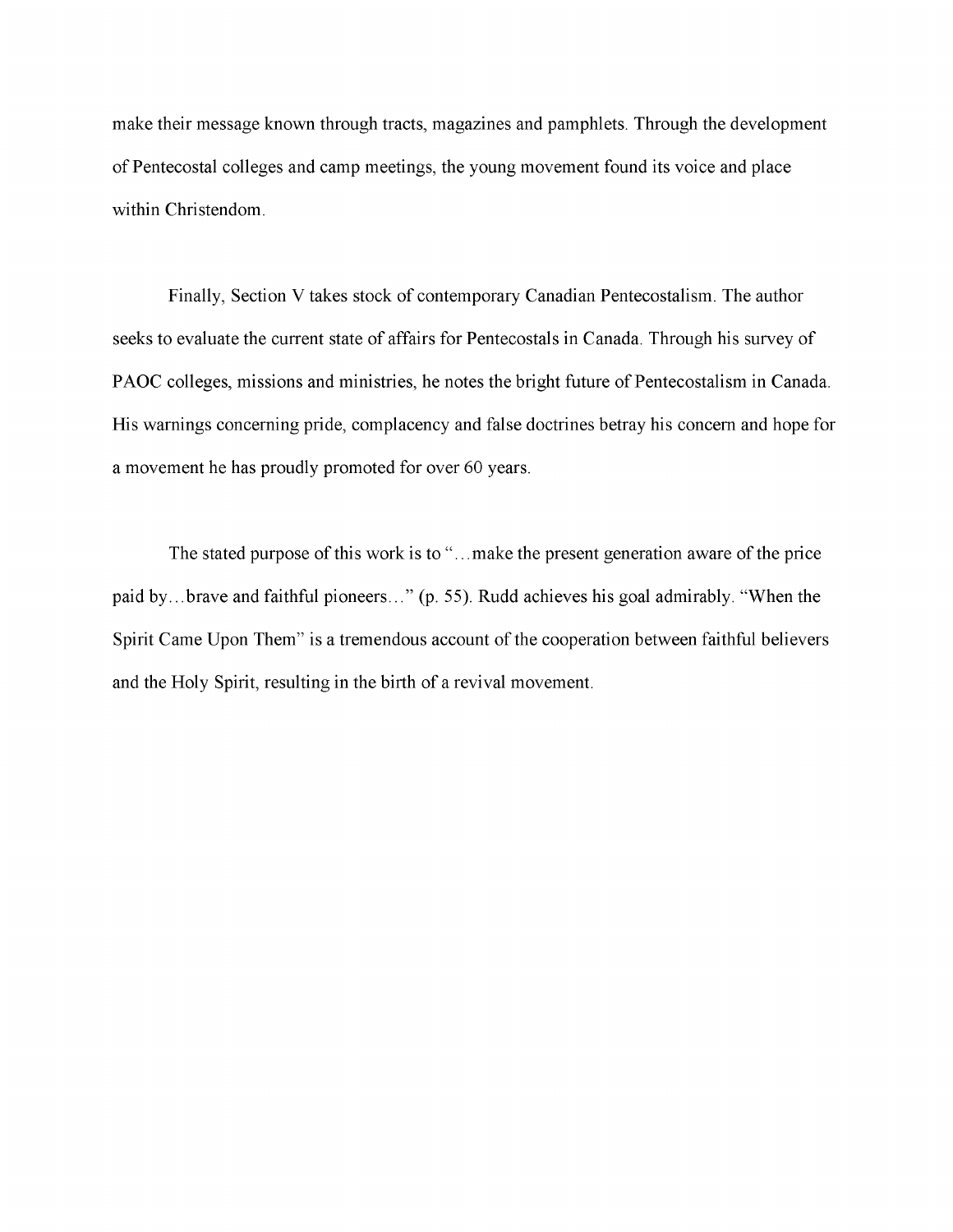make their message known through tracts, magazines and pamphlets. Through the development of Pentecostal colleges and camp meetings, the young movement found its voice and place within Christendom.

Finally, Section V takes stock of contemporary Canadian Pentecostalism. The author seeks to evaluate the current state of affairs for Pentecostals in Canada. Through his survey of PAOC colleges, missions and ministries, he notes the bright future of Pentecostalism in Canada. His warnings concerning pride, complacency and false doctrines betray his concern and hope for a movement he has proudly promoted for over 60 years.

The stated purpose of this work is to "…make the present generation aware of the price paid by…brave and faithful pioneers…" (p. 55). Rudd achieves his goal admirably. "When the Spirit Came Upon Them" is a tremendous account of the cooperation between faithful believers and the Holy Spirit, resulting in the birth of a revival movement.